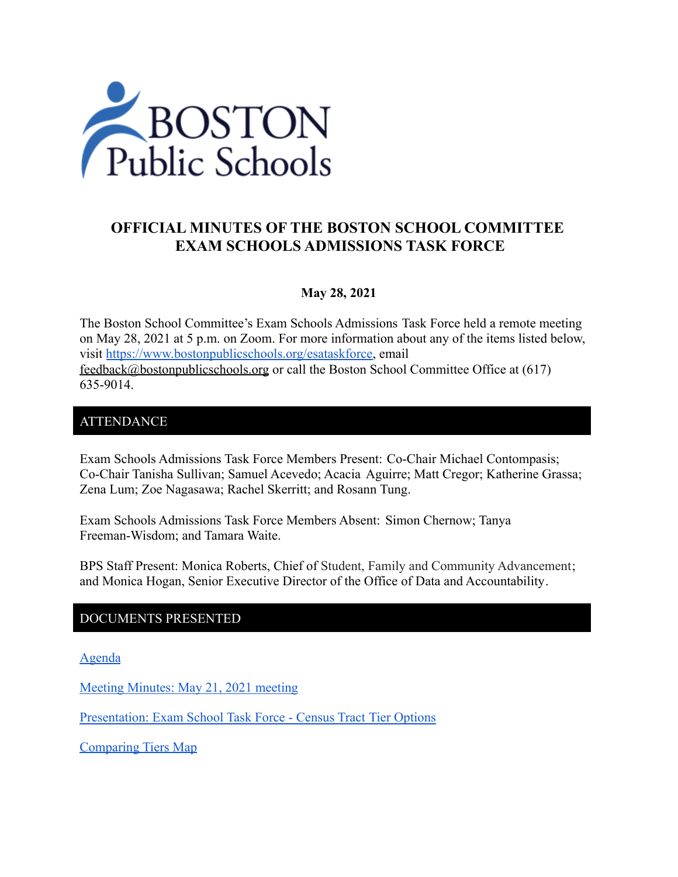# OFFICIAL MINUTES OF THE BOSTON SCHOOL COMMITTEE EXAM SCHOOLS ADMISSIONS TASK FORCE

**May 28, 2021**

The Boston School Committee's Exam Schools Admissions Task Force held a remote meeting on May 28, 2021 at 5 p.m. on Zoom. For more information about any of the items listed below, visit [https://www.bostonpublicschools.org/esataskforce](https://www.bostonpublicschools.org/esataskforce), email feedback@bostonpublicschools.org or call the Boston School Committee Office at (617) 635-9014.

## ATTENDANCE

Exam Schools Admissions Task Force Members Present: Co-Chair Michael Contompasis; Co-Chair Tanisha Sullivan; Samuel Acevedo; Acacia Aguirre; Matt Cregor; Katherine Grassa; Zena Lum; Zoe Nagasawa; Rachel Skerritt; and Rosann Tung.

Exam Schools Admissions Task Force Members Absent: Simon Chernow; Tanya Freeman-Wisdom; and Tamara Waite.

BPS Staff Present: Monica Roberts, Chief of Student, Family and Community Advancement; and Monica Hogan, Senior Executive Director of the Office of Data and Accountability.

## DOCUMENTS PRESENTED

[Agenda]()

[Meeting Minutes: May 21, 2021 meeting]()

[Presentation: Exam School Task Force - Census Tract Tier Options]()

[Comparing Tiers Map]()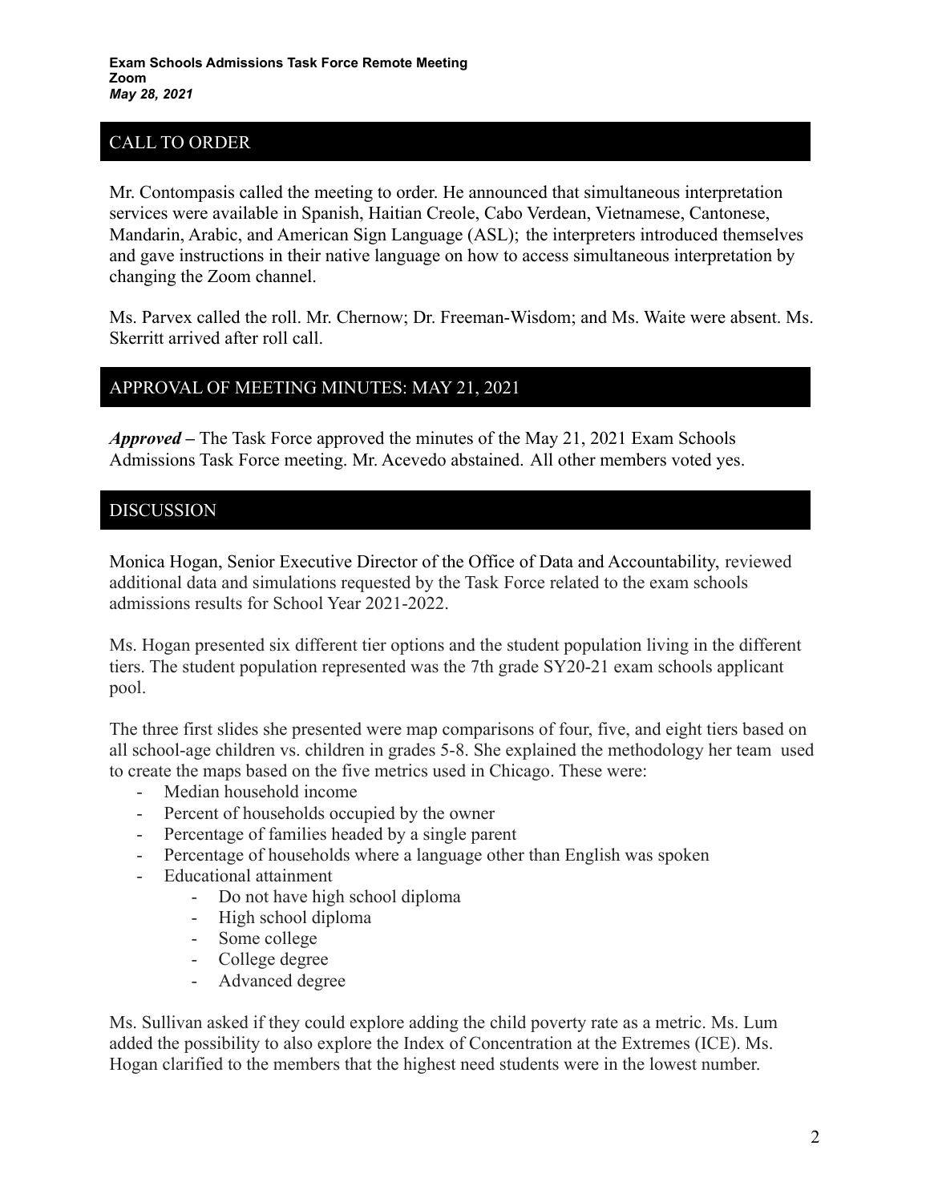**Exam Schools Admissions Task Force Remote Meeting**
**Zoom**
***May 28, 2021***

## CALL TO ORDER

Mr. Contompasis called the meeting to order. He announced that simultaneous interpretation services were available in Spanish, Haitian Creole, Cabo Verdean, Vietnamese, Cantonese, Mandarin, Arabic, and American Sign Language (ASL); the interpreters introduced themselves and gave instructions in their native language on how to access simultaneous interpretation by changing the Zoom channel.

Ms. Parvex called the roll. Mr. Chernow; Dr. Freeman-Wisdom; and Ms. Waite were absent. Ms. Skerritt arrived after roll call.

## APPROVAL OF MEETING MINUTES: MAY 21, 2021

***Approved*** – The Task Force approved the minutes of the May 21, 2021 Exam Schools Admissions Task Force meeting. Mr. Acevedo abstained. All other members voted yes.

## DISCUSSION

Monica Hogan, Senior Executive Director of the Office of Data and Accountability, reviewed additional data and simulations requested by the Task Force related to the exam schools admissions results for School Year 2021-2022.

Ms. Hogan presented six different tier options and the student population living in the different tiers. The student population represented was the 7th grade SY20-21 exam schools applicant pool.

The three first slides she presented were map comparisons of four, five, and eight tiers based on all school-age children vs. children in grades 5-8. She explained the methodology her team used to create the maps based on the five metrics used in Chicago. These were:

- Median household income
- Percent of households occupied by the owner
- Percentage of families headed by a single parent
- Percentage of households where a language other than English was spoken
- Educational attainment
    - Do not have high school diploma
    - High school diploma
    - Some college
    - College degree
    - Advanced degree

Ms. Sullivan asked if they could explore adding the child poverty rate as a metric. Ms. Lum added the possibility to also explore the Index of Concentration at the Extremes (ICE). Ms. Hogan clarified to the members that the highest need students were in the lowest number.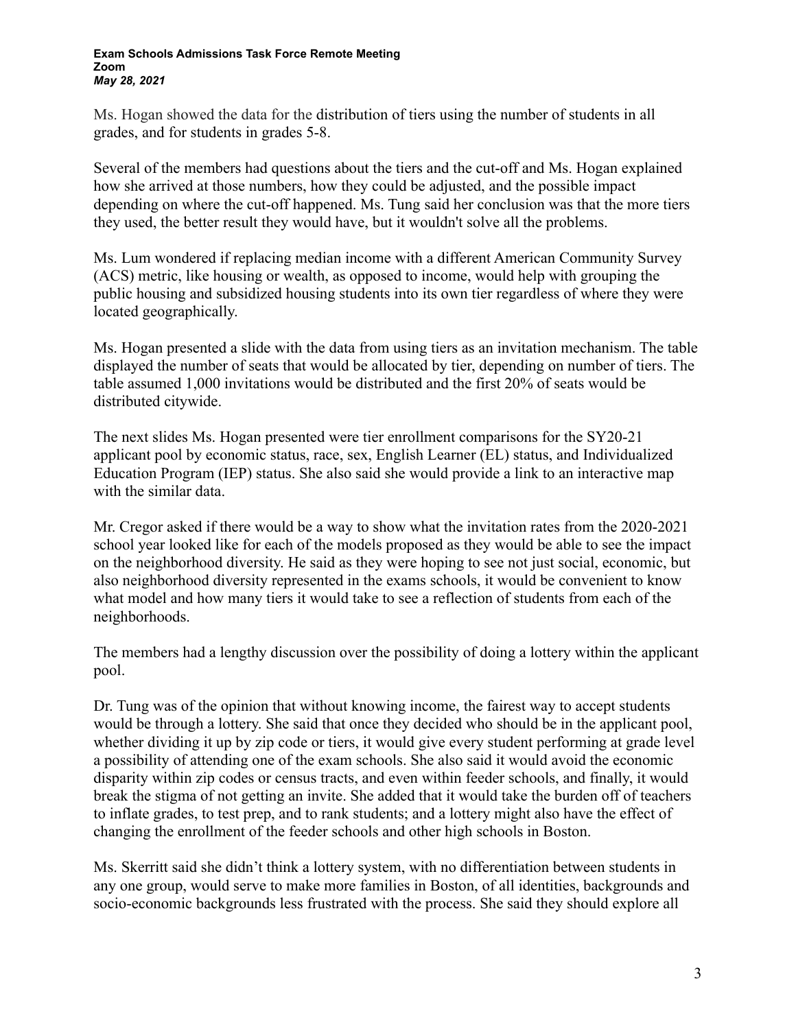Ms. Hogan showed the data for the distribution of tiers using the number of students in all grades, and for students in grades 5-8.

Several of the members had questions about the tiers and the cut-off and Ms. Hogan explained how she arrived at those numbers, how they could be adjusted, and the possible impact depending on where the cut-off happened. Ms. Tung said her conclusion was that the more tiers they used, the better result they would have, but it wouldn't solve all the problems.

Ms. Lum wondered if replacing median income with a different American Community Survey (ACS) metric, like housing or wealth, as opposed to income, would help with grouping the public housing and subsidized housing students into its own tier regardless of where they were located geographically.

Ms. Hogan presented a slide with the data from using tiers as an invitation mechanism. The table displayed the number of seats that would be allocated by tier, depending on number of tiers. The table assumed 1,000 invitations would be distributed and the first 20% of seats would be distributed citywide.

The next slides Ms. Hogan presented were tier enrollment comparisons for the SY20-21 applicant pool by economic status, race, sex, English Learner (EL) status, and Individualized Education Program (IEP) status. She also said she would provide a link to an interactive map with the similar data.

Mr. Cregor asked if there would be a way to show what the invitation rates from the 2020-2021 school year looked like for each of the models proposed as they would be able to see the impact on the neighborhood diversity. He said as they were hoping to see not just social, economic, but also neighborhood diversity represented in the exams schools, it would be convenient to know what model and how many tiers it would take to see a reflection of students from each of the neighborhoods.

The members had a lengthy discussion over the possibility of doing a lottery within the applicant pool.

Dr. Tung was of the opinion that without knowing income, the fairest way to accept students would be through a lottery. She said that once they decided who should be in the applicant pool, whether dividing it up by zip code or tiers, it would give every student performing at grade level a possibility of attending one of the exam schools. She also said it would avoid the economic disparity within zip codes or census tracts, and even within feeder schools, and finally, it would break the stigma of not getting an invite. She added that it would take the burden off of teachers to inflate grades, to test prep, and to rank students; and a lottery might also have the effect of changing the enrollment of the feeder schools and other high schools in Boston.

Ms. Skerritt said she didn't think a lottery system, with no differentiation between students in any one group, would serve to make more families in Boston, of all identities, backgrounds and socio-economic backgrounds less frustrated with the process. She said they should explore all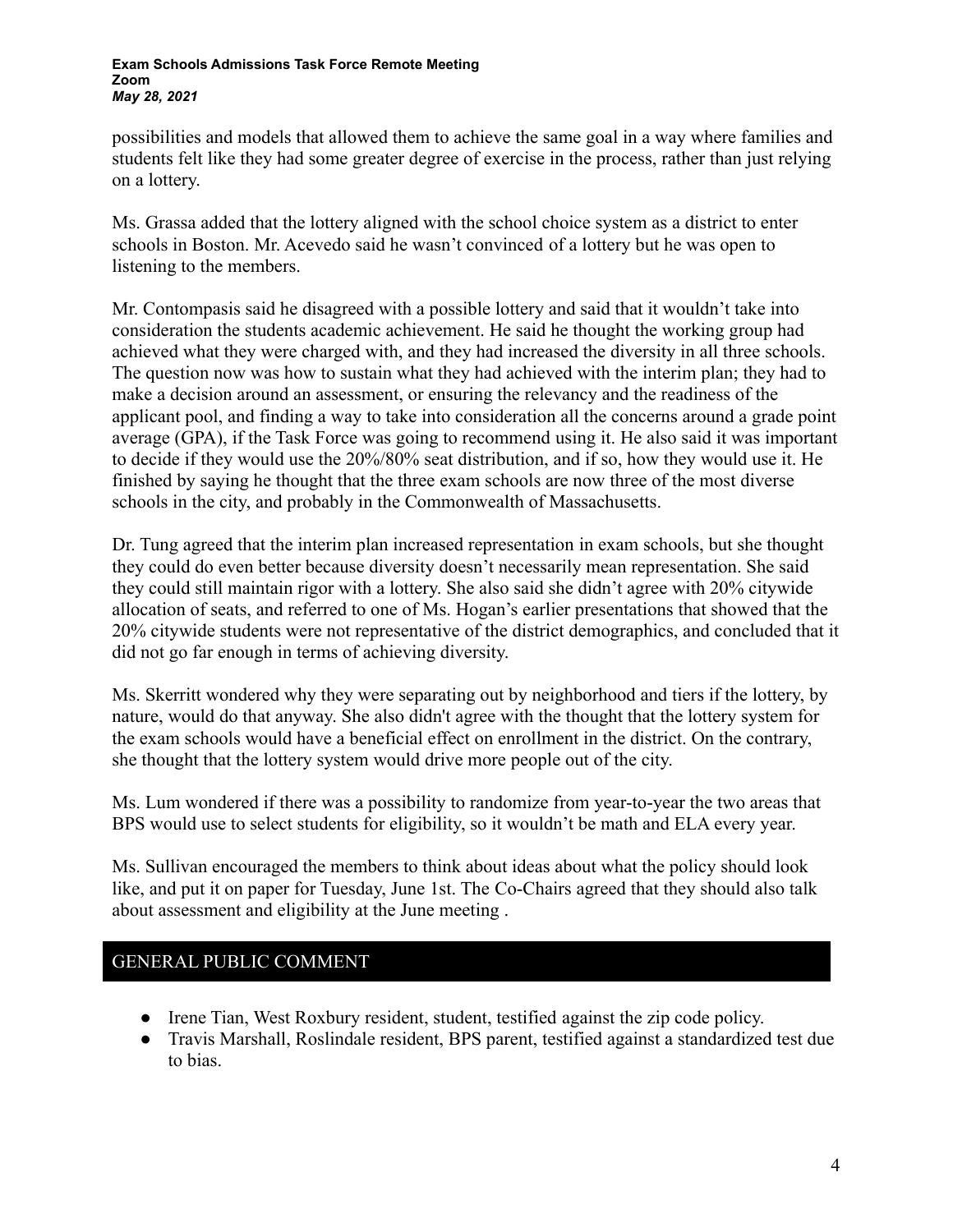possibilities and models that allowed them to achieve the same goal in a way where families and students felt like they had some greater degree of exercise in the process, rather than just relying on a lottery.

Ms. Grassa added that the lottery aligned with the school choice system as a district to enter schools in Boston. Mr. Acevedo said he wasn't convinced of a lottery but he was open to listening to the members.

Mr. Contompasis said he disagreed with a possible lottery and said that it wouldn't take into consideration the students academic achievement. He said he thought the working group had achieved what they were charged with, and they had increased the diversity in all three schools. The question now was how to sustain what they had achieved with the interim plan; they had to make a decision around an assessment, or ensuring the relevancy and the readiness of the applicant pool, and finding a way to take into consideration all the concerns around a grade point average (GPA), if the Task Force was going to recommend using it. He also said it was important to decide if they would use the 20%/80% seat distribution, and if so, how they would use it. He finished by saying he thought that the three exam schools are now three of the most diverse schools in the city, and probably in the Commonwealth of Massachusetts.

Dr. Tung agreed that the interim plan increased representation in exam schools, but she thought they could do even better because diversity doesn't necessarily mean representation. She said they could still maintain rigor with a lottery. She also said she didn't agree with 20% citywide allocation of seats, and referred to one of Ms. Hogan's earlier presentations that showed that the 20% citywide students were not representative of the district demographics, and concluded that it did not go far enough in terms of achieving diversity.

Ms. Skerritt wondered why they were separating out by neighborhood and tiers if the lottery, by nature, would do that anyway. She also didn't agree with the thought that the lottery system for the exam schools would have a beneficial effect on enrollment in the district. On the contrary, she thought that the lottery system would drive more people out of the city.

Ms. Lum wondered if there was a possibility to randomize from year-to-year the two areas that BPS would use to select students for eligibility, so it wouldn't be math and ELA every year.

Ms. Sullivan encouraged the members to think about ideas about what the policy should look like, and put it on paper for Tuesday, June 1st. The Co-Chairs agreed that they should also talk about assessment and eligibility at the June meeting .

## GENERAL PUBLIC COMMENT

- Irene Tian, West Roxbury resident, student, testified against the zip code policy.
- Travis Marshall, Roslindale resident, BPS parent, testified against a standardized test due to bias.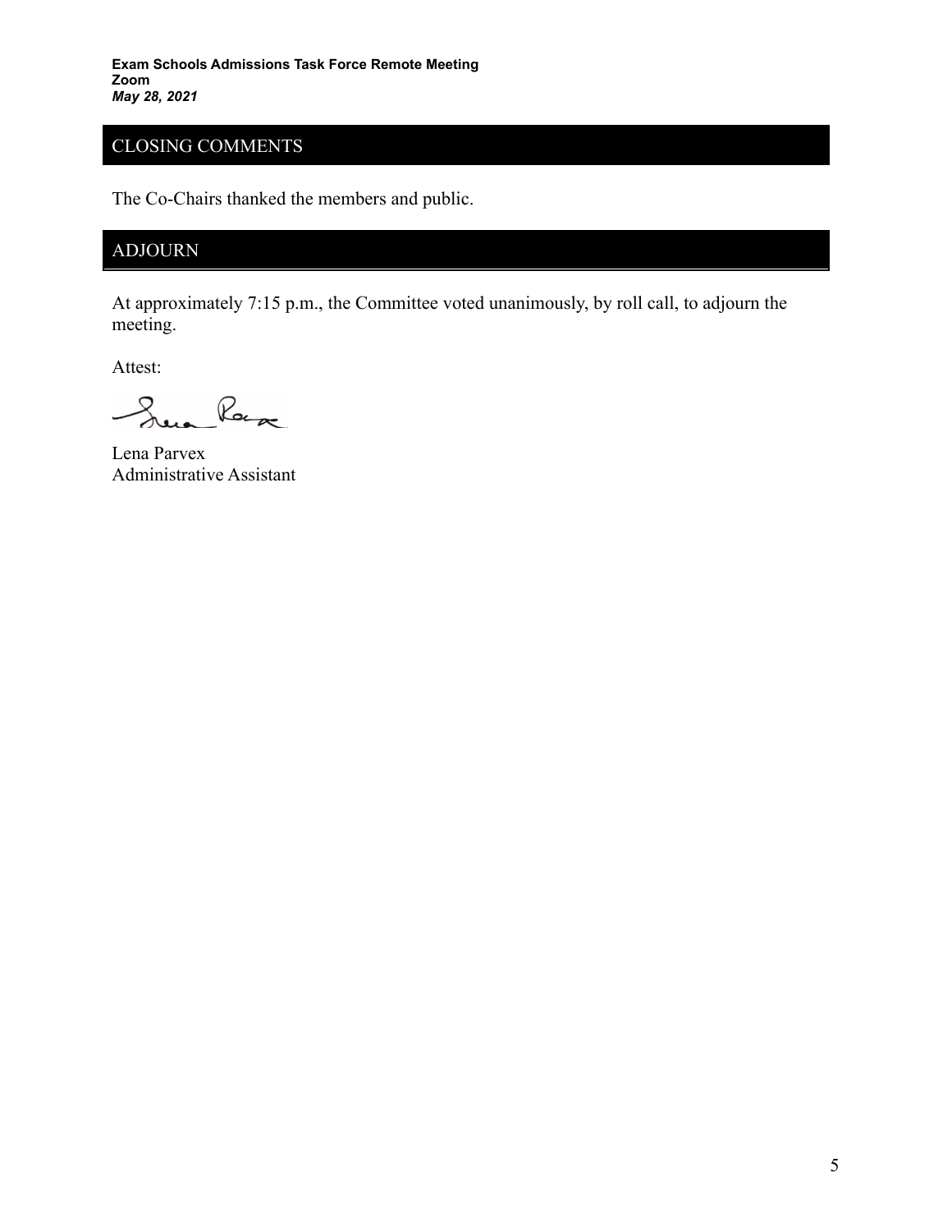## CLOSING COMMENTS

The Co-Chairs thanked the members and public.

## ADJOURN

At approximately 7:15 p.m., the Committee voted unanimously, by roll call, to adjourn the meeting.

Attest:

Lena Parvex
Administrative Assistant